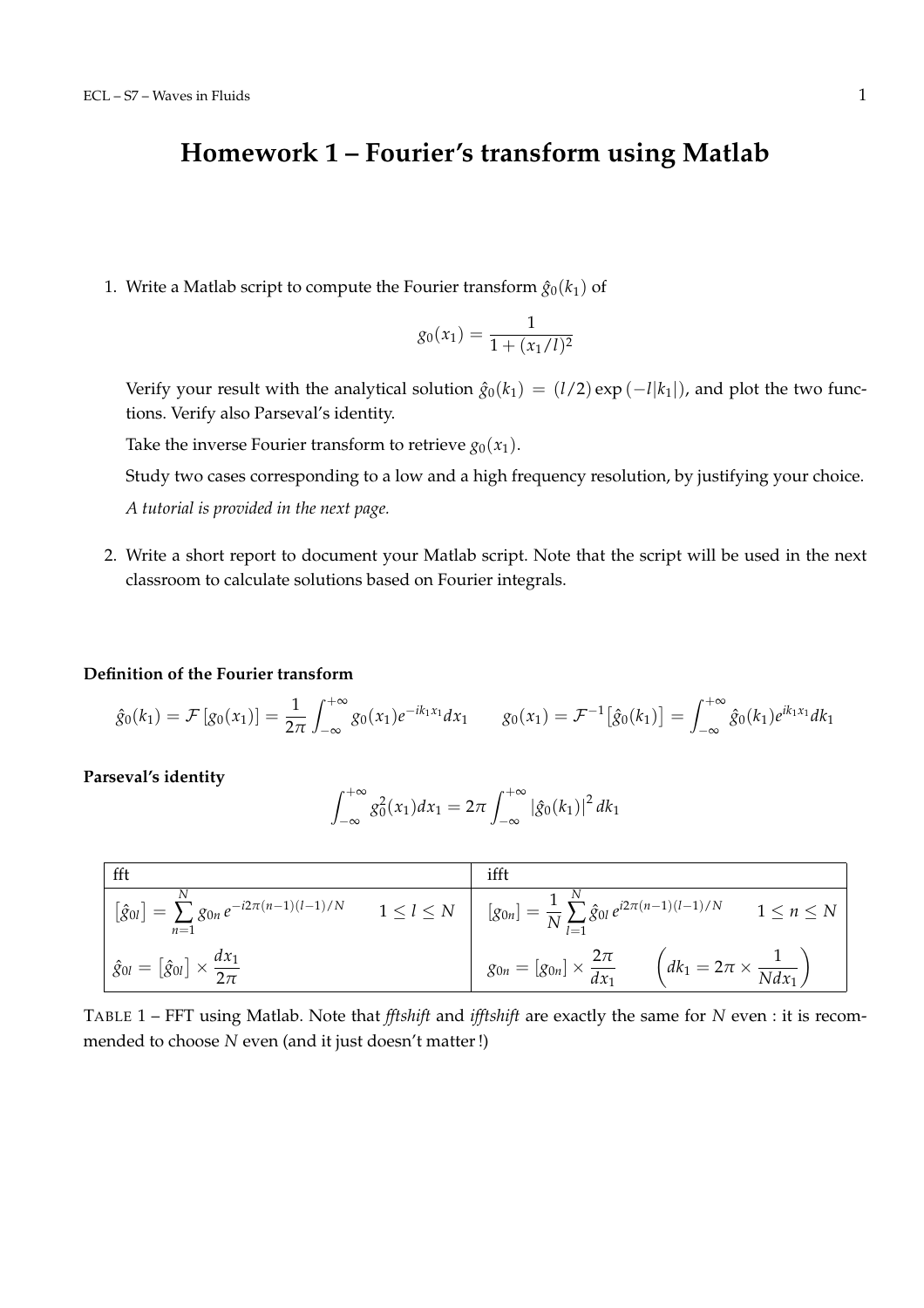# Homework 1 – Fourier's transform using Matlab

1. Write a Matlab script to compute the Fourier transform $\hat{g}_0(k_1)$ of

$$g_0(x_1) = \frac{1}{1 + (x_1/l)^2}$$

   Verify your result with the analytical solution $\hat{g}_0(k_1) = (l/2)\exp(-l|k_1|)$, and plot the two functions. Verify also Parseval's identity.

   Take the inverse Fourier transform to retrieve $g_0(x_1)$.

   Study two cases corresponding to a low and a high frequency resolution, by justifying your choice.

   *A tutorial is provided in the next page.*

2. Write a short report to document your Matlab script. Note that the script will be used in the next classroom to calculate solutions based on Fourier integrals.

**Definition of the Fourier transform**

$$\hat{g}_0(k_1) = \mathcal{F}[g_0(x_1)] = \frac{1}{2\pi}\int_{-\infty}^{+\infty} g_0(x_1)e^{-ik_1x_1}dx_1 \qquad g_0(x_1) = \mathcal{F}^{-1}\left[\hat{g}_0(k_1)\right] = \int_{-\infty}^{+\infty} \hat{g}_0(k_1)e^{ik_1x_1}dk_1$$

**Parseval's identity**

$$\int_{-\infty}^{+\infty} g_0^2(x_1)dx_1 = 2\pi\int_{-\infty}^{+\infty} |\hat{g}_0(k_1)|^2\, dk_1$$

| fft | ifft |
|---|---|
| $\left[\hat{g}_{0l}\right] = \sum_{n=1}^{N} g_{0n}\, e^{-i2\pi(n-1)(l-1)/N} \qquad 1 \leq l \leq N$ | $\left[g_{0n}\right] = \frac{1}{N}\sum_{l=1}^{N} \hat{g}_{0l}\, e^{i2\pi(n-1)(l-1)/N} \qquad 1 \leq n \leq N$ |
| $\hat{g}_{0l} = \left[\hat{g}_{0l}\right] \times \frac{dx_1}{2\pi}$ | $g_{0n} = [g_{0n}] \times \frac{2\pi}{dx_1} \qquad \left(dk_1 = 2\pi \times \frac{1}{Ndx_1}\right)$ |

TABLE 1 – FFT using Matlab. Note that *fftshift* and *ifftshift* are exactly the same for $N$ even : it is recommended to choose $N$ even (and it just doesn't matter !)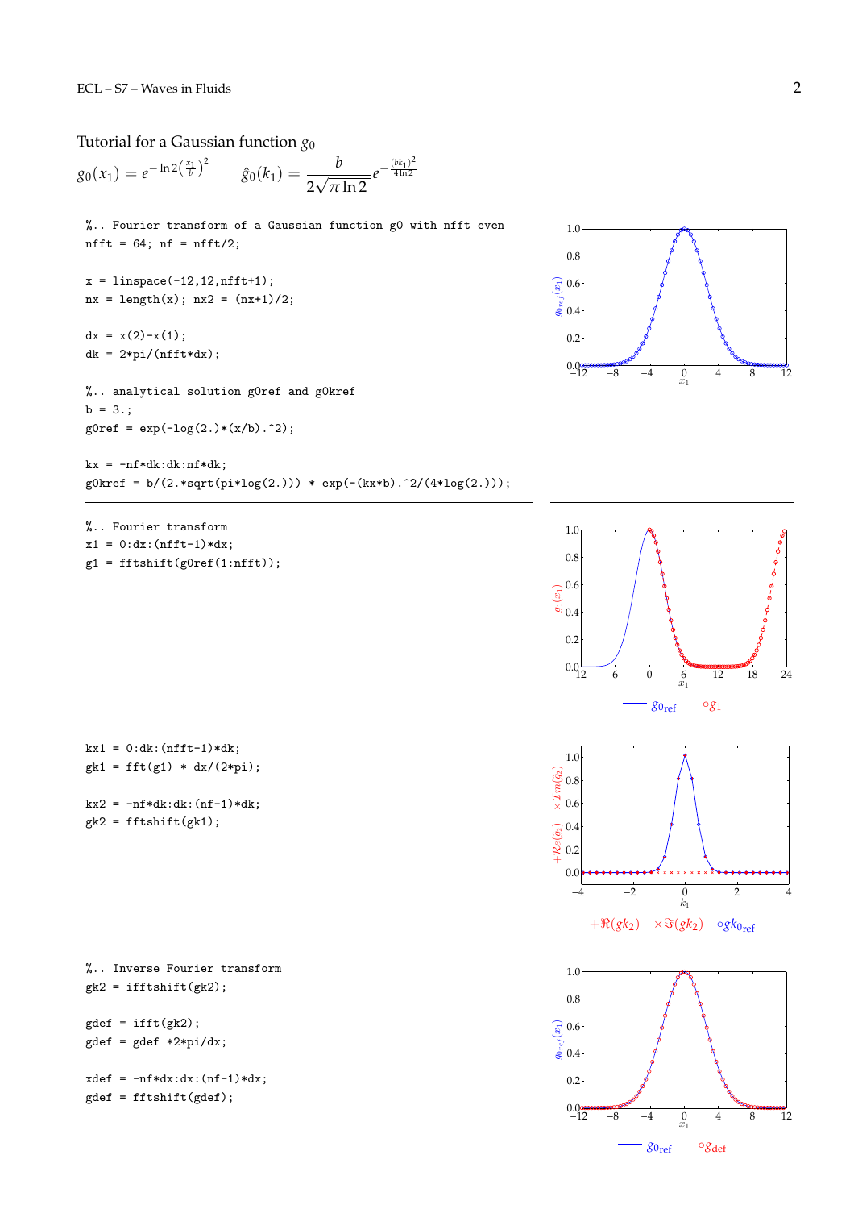Tutorial for a Gaussian function $g_0$

$$g_0(x_1) = e^{-\ln 2\left(\frac{x_1}{b}\right)^2} \qquad \hat{g}_0(k_1) = \frac{b}{2\sqrt{\pi \ln 2}} e^{-\frac{(bk_1)^2}{4\ln 2}}$$

```
%.. Fourier transform of a Gaussian function g0 with nfft even
nfft = 64; nf = nfft/2;

x = linspace(-12,12,nfft+1);
nx = length(x); nx2 = (nx+1)/2;

dx = x(2)-x(1);
dk = 2*pi/(nfft*dx);

%.. analytical solution g0ref and g0kref
b = 3.;
g0ref = exp(-log(2.)*(x/b).^2);

kx = -nf*dk:dk:nf*dk;
g0kref = b/(2.*sqrt(pi*log(2.))) * exp(-(kx*b).^2/(4*log(2.)));
```

$g_{0ref}(x_1)$

$x_1$

```
%.. Fourier transform
x1 = 0:dx:(nfft-1)*dx;
g1 = fftshift(g0ref(1:nfft));
```

$g_1(x_1)$

$x_1$

$g_{0\mathrm{ref}}$ $\circ g_1$

```
kx1 = 0:dk:(nfft-1)*dk;
gk1 = fft(g1) * dx/(2*pi);

kx2 = -nf*dk:dk:(nf-1)*dk;
gk2 = fftshift(gk1);
```

$+\mathcal{R}e(\hat{g}_2)$ $\times \mathcal{I}m(\hat{g}_2)$

$k_1$

$+\Re(gk_2)$ $\times\Im(gk_2)$ $\circ gk_{0\mathrm{ref}}$

```
%.. Inverse Fourier transform
gk2 = ifftshift(gk2);

gdef = ifft(gk2);
gdef = gdef *2*pi/dx;

xdef = -nf*dx:dx:(nf-1)*dx;
gdef = fftshift(gdef);
```

$g_{0ref}(x_1)$

$x_1$

$g_{0\mathrm{ref}}$ $\circ g_{\mathrm{def}}$